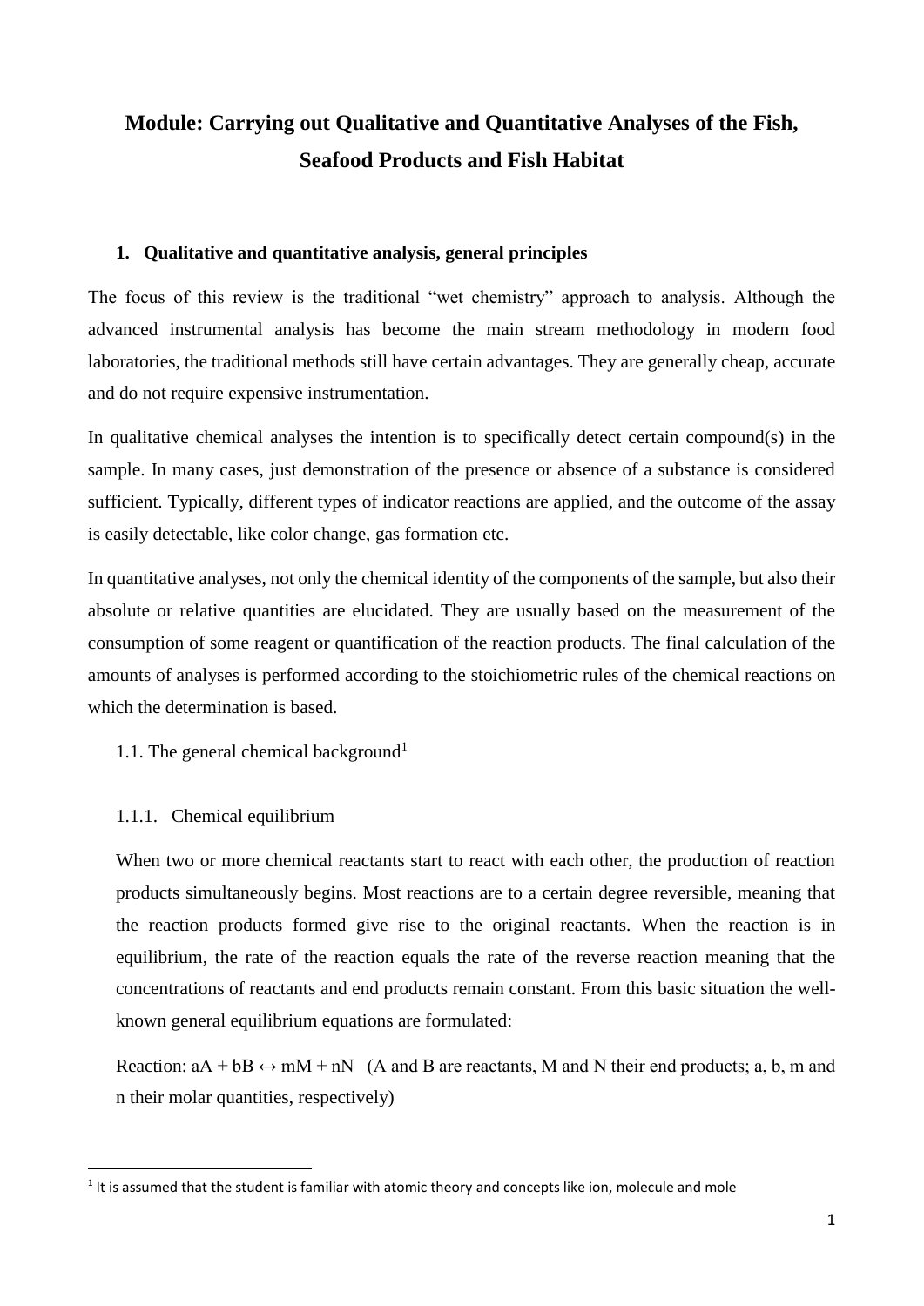# Module: Carrying out Qualitative and Quantitative Analyses of the Fish, Seafood Products and Fish Habitat

## 1. Qualitative and quantitative analysis, general principles

The focus of this review is the traditional "wet chemistry" approach to analysis. Although the advanced instrumental analysis has become the main stream methodology in modern food laboratories, the traditional methods still have certain advantages. They are generally cheap, accurate and do not require expensive instrumentation.

In qualitative chemical analyses the intention is to specifically detect certain compound(s) in the sample. In many cases, just demonstration of the presence or absence of a substance is considered sufficient. Typically, different types of indicator reactions are applied, and the outcome of the assay is easily detectable, like color change, gas formation etc.

In quantitative analyses, not only the chemical identity of the components of the sample, but also their absolute or relative quantities are elucidated. They are usually based on the measurement of the consumption of some reagent or quantification of the reaction products. The final calculation of the amounts of analyses is performed according to the stoichiometric rules of the chemical reactions on which the determination is based.

### 1.1. The general chemical background[1]

#### 1.1.1. Chemical equilibrium

When two or more chemical reactants start to react with each other, the production of reaction products simultaneously begins. Most reactions are to a certain degree reversible, meaning that the reaction products formed give rise to the original reactants. When the reaction is in equilibrium, the rate of the reaction equals the rate of the reverse reaction meaning that the concentrations of reactants and end products remain constant. From this basic situation the well-known general equilibrium equations are formulated:

Reaction: $aA + bB \leftrightarrow mM + nN$ (A and B are reactants, M and N their end products; a, b, m and n their molar quantities, respectively)

[1] It is assumed that the student is familiar with atomic theory and concepts like ion, molecule and mole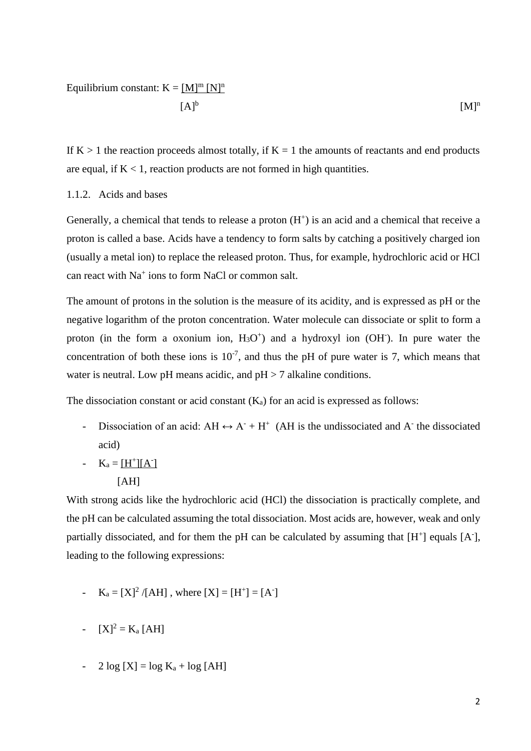Equilibrium constant: $K = \frac{[M]^m [N]^n}{[A]^b}$ $[M]^n$

If K > 1 the reaction proceeds almost totally, if K = 1 the amounts of reactants and end products are equal, if K < 1, reaction products are not formed in high quantities.

1.1.2. Acids and bases

Generally, a chemical that tends to release a proton ($H^+$) is an acid and a chemical that receive a proton is called a base. Acids have a tendency to form salts by catching a positively charged ion (usually a metal ion) to replace the released proton. Thus, for example, hydrochloric acid or HCl can react with $Na^+$ ions to form NaCl or common salt.

The amount of protons in the solution is the measure of its acidity, and is expressed as pH or the negative logarithm of the proton concentration. Water molecule can dissociate or split to form a proton (in the form a oxonium ion, $H_3O^+$) and a hydroxyl ion ($OH^-$). In pure water the concentration of both these ions is $10^{-7}$, and thus the pH of pure water is 7, which means that water is neutral. Low pH means acidic, and pH > 7 alkaline conditions.

The dissociation constant or acid constant ($K_a$) for an acid is expressed as follows:

- Dissociation of an acid: $AH \leftrightarrow A^- + H^+$ (AH is the undissociated and $A^-$ the dissociated acid)
- $K_a = \frac{[H^+][A^-]}{[AH]}$

With strong acids like the hydrochloric acid (HCl) the dissociation is practically complete, and the pH can be calculated assuming the total dissociation. Most acids are, however, weak and only partially dissociated, and for them the pH can be calculated by assuming that $[H^+]$ equals $[A^-]$, leading to the following expressions:

- $K_a = [X]^2 / [AH]$ , where $[X] = [H^+] = [A^-]$
- $[X]^2 = K_a [AH]$
- $2 \log [X] = \log K_a + \log [AH]$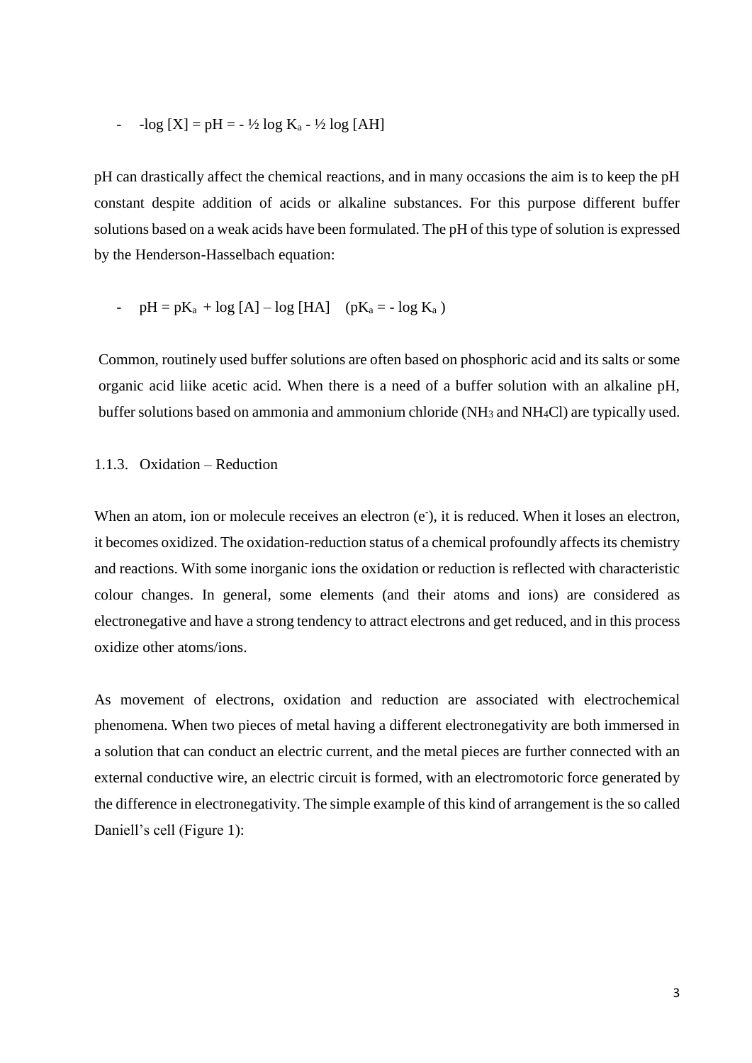- $-\log [X] = pH = - ½ \log K_a - ½ \log [AH]$

pH can drastically affect the chemical reactions, and in many occasions the aim is to keep the pH constant despite addition of acids or alkaline substances. For this purpose different buffer solutions based on a weak acids have been formulated. The pH of this type of solution is expressed by the Henderson-Hasselbach equation:

- $pH = pK_a + \log [A] – \log [HA]$ $(pK_a = - \log K_a)$

Common, routinely used buffer solutions are often based on phosphoric acid and its salts or some organic acid liike acetic acid. When there is a need of a buffer solution with an alkaline pH, buffer solutions based on ammonia and ammonium chloride ($NH_3$ and $NH_4Cl$) are typically used.

### 1.1.3. Oxidation – Reduction

When an atom, ion or molecule receives an electron ($e^-$), it is reduced. When it loses an electron, it becomes oxidized. The oxidation-reduction status of a chemical profoundly affects its chemistry and reactions. With some inorganic ions the oxidation or reduction is reflected with characteristic colour changes. In general, some elements (and their atoms and ions) are considered as electronegative and have a strong tendency to attract electrons and get reduced, and in this process oxidize other atoms/ions.

As movement of electrons, oxidation and reduction are associated with electrochemical phenomena. When two pieces of metal having a different electronegativity are both immersed in a solution that can conduct an electric current, and the metal pieces are further connected with an external conductive wire, an electric circuit is formed, with an electromotoric force generated by the difference in electronegativity. The simple example of this kind of arrangement is the so called Daniell's cell (Figure 1):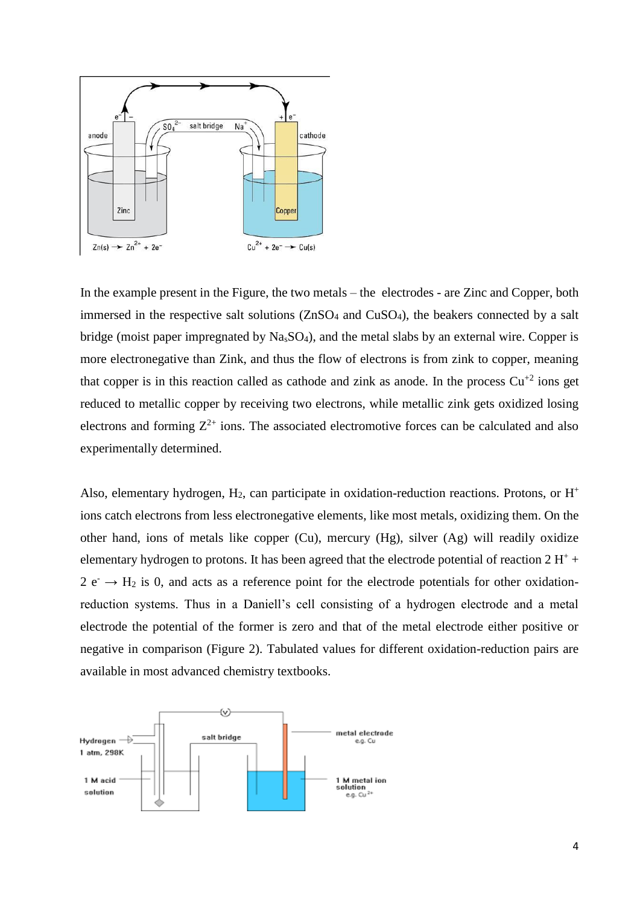In the example present in the Figure, the two metals – the electrodes - are Zinc and Copper, both immersed in the respective salt solutions ($ZnSO_4$ and $CuSO_4$), the beakers connected by a salt bridge (moist paper impregnated by $Na_sSO_4$), and the metal slabs by an external wire. Copper is more electronegative than Zink, and thus the flow of electrons is from zink to copper, meaning that copper is in this reaction called as cathode and zink as anode. In the process $Cu^{+2}$ ions get reduced to metallic copper by receiving two electrons, while metallic zink gets oxidized losing electrons and forming $Z^{2+}$ ions. The associated electromotive forces can be calculated and also experimentally determined.

Also, elementary hydrogen, $H_2$, can participate in oxidation-reduction reactions. Protons, or $H^+$ ions catch electrons from less electronegative elements, like most metals, oxidizing them. On the other hand, ions of metals like copper (Cu), mercury (Hg), silver (Ag) will readily oxidize elementary hydrogen to protons. It has been agreed that the electrode potential of reaction $2\ H^+ + 2\ e^- \rightarrow H_2$ is 0, and acts as a reference point for the electrode potentials for other oxidation-reduction systems. Thus in a Daniell's cell consisting of a hydrogen electrode and a metal electrode the potential of the former is zero and that of the metal electrode either positive or negative in comparison (Figure 2). Tabulated values for different oxidation-reduction pairs are available in most advanced chemistry textbooks.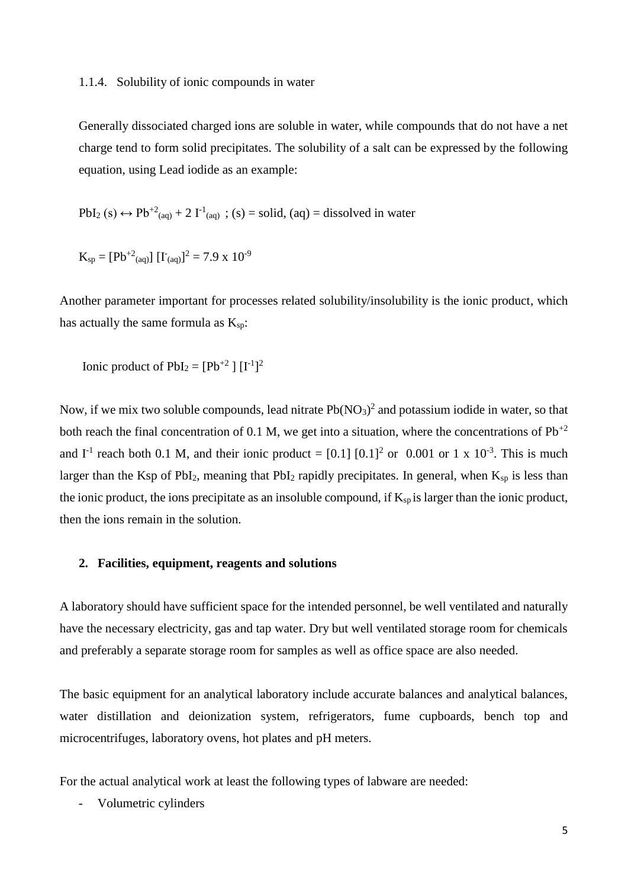### 1.1.4. Solubility of ionic compounds in water

Generally dissociated charged ions are soluble in water, while compounds that do not have a net charge tend to form solid precipitates. The solubility of a salt can be expressed by the following equation, using Lead iodide as an example:

$PbI_2$ (s) $\leftrightarrow$ $Pb^{+2}_{(aq)}$ + 2 $I^{-1}_{(aq)}$ ; (s) = solid, (aq) = dissolved in water

$K_{sp} = [Pb^{+2}_{(aq)}]\,[I^{-}_{(aq)}]^2 = 7.9 \times 10^{-9}$

Another parameter important for processes related solubility/insolubility is the ionic product, which has actually the same formula as $K_{sp}$:

Ionic product of $PbI_2 = [Pb^{+2}]\,[I^{-1}]^2$

Now, if we mix two soluble compounds, lead nitrate $Pb(NO_3)^2$ and potassium iodide in water, so that both reach the final concentration of 0.1 M, we get into a situation, where the concentrations of $Pb^{+2}$ and $I^{-1}$ reach both 0.1 M, and their ionic product = $[0.1]\,[0.1]^2$ or 0.001 or $1 \times 10^{-3}$. This is much larger than the Ksp of $PbI_2$, meaning that $PbI_2$ rapidly precipitates. In general, when $K_{sp}$ is less than the ionic product, the ions precipitate as an insoluble compound, if $K_{sp}$ is larger than the ionic product, then the ions remain in the solution.

## 2. Facilities, equipment, reagents and solutions

A laboratory should have sufficient space for the intended personnel, be well ventilated and naturally have the necessary electricity, gas and tap water. Dry but well ventilated storage room for chemicals and preferably a separate storage room for samples as well as office space are also needed.

The basic equipment for an analytical laboratory include accurate balances and analytical balances, water distillation and deionization system, refrigerators, fume cupboards, bench top and microcentrifuges, laboratory ovens, hot plates and pH meters.

For the actual analytical work at least the following types of labware are needed:

- Volumetric cylinders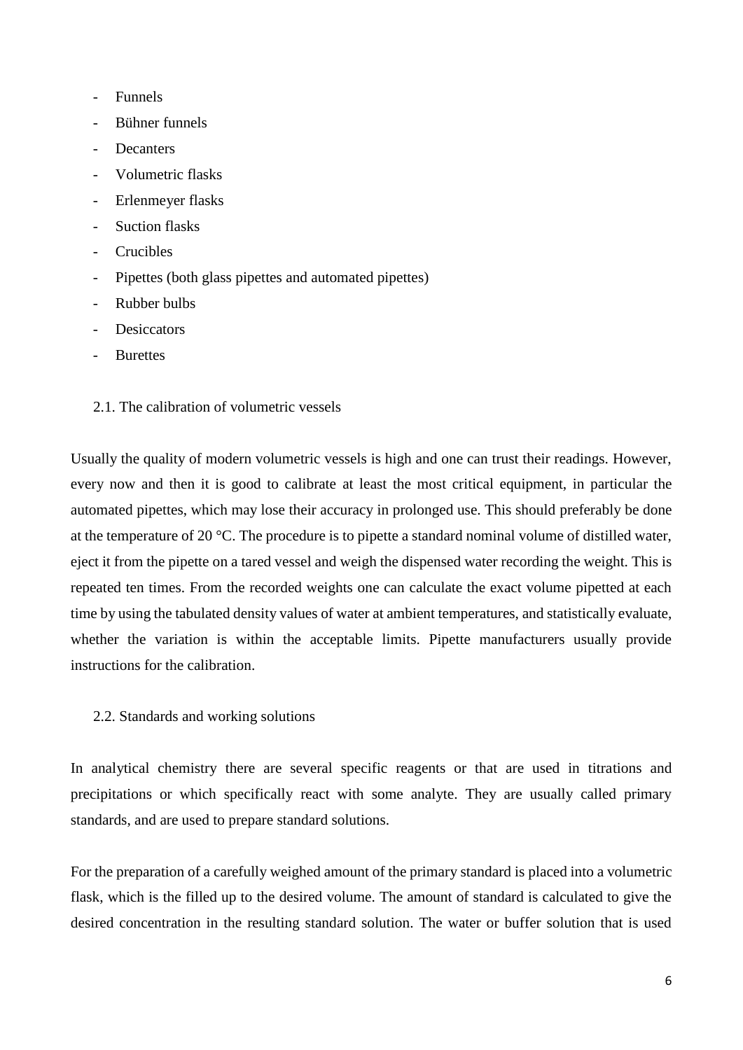- Funnels
- Bühner funnels
- Decanters
- Volumetric flasks
- Erlenmeyer flasks
- Suction flasks
- Crucibles
- Pipettes (both glass pipettes and automated pipettes)
- Rubber bulbs
- Desiccators
- Burettes

## 2.1. The calibration of volumetric vessels

Usually the quality of modern volumetric vessels is high and one can trust their readings. However, every now and then it is good to calibrate at least the most critical equipment, in particular the automated pipettes, which may lose their accuracy in prolonged use. This should preferably be done at the temperature of 20 °C. The procedure is to pipette a standard nominal volume of distilled water, eject it from the pipette on a tared vessel and weigh the dispensed water recording the weight. This is repeated ten times. From the recorded weights one can calculate the exact volume pipetted at each time by using the tabulated density values of water at ambient temperatures, and statistically evaluate, whether the variation is within the acceptable limits. Pipette manufacturers usually provide instructions for the calibration.

## 2.2. Standards and working solutions

In analytical chemistry there are several specific reagents or that are used in titrations and precipitations or which specifically react with some analyte. They are usually called primary standards, and are used to prepare standard solutions.

For the preparation of a carefully weighed amount of the primary standard is placed into a volumetric flask, which is the filled up to the desired volume. The amount of standard is calculated to give the desired concentration in the resulting standard solution. The water or buffer solution that is used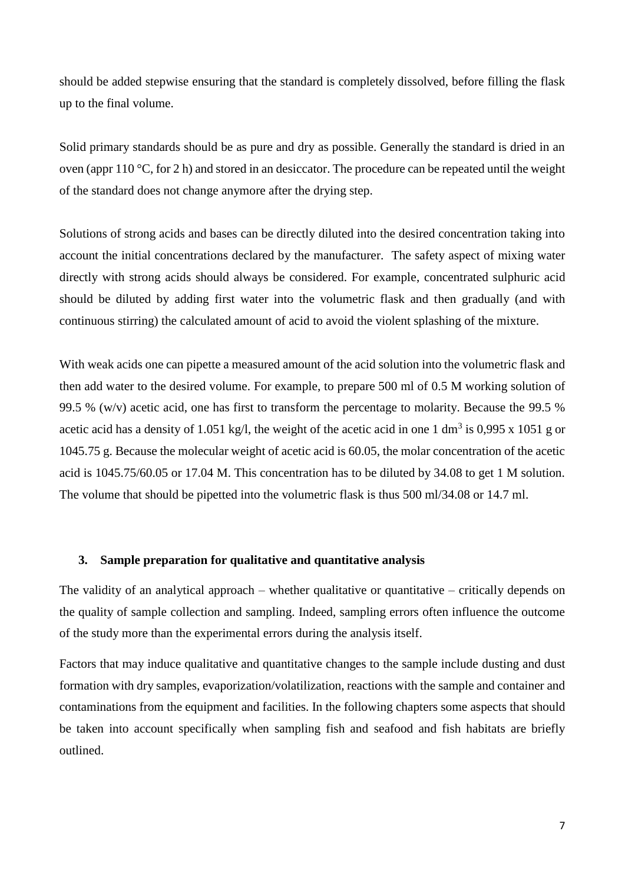should be added stepwise ensuring that the standard is completely dissolved, before filling the flask up to the final volume.

Solid primary standards should be as pure and dry as possible. Generally the standard is dried in an oven (appr 110 °C, for 2 h) and stored in an desiccator. The procedure can be repeated until the weight of the standard does not change anymore after the drying step.

Solutions of strong acids and bases can be directly diluted into the desired concentration taking into account the initial concentrations declared by the manufacturer. The safety aspect of mixing water directly with strong acids should always be considered. For example, concentrated sulphuric acid should be diluted by adding first water into the volumetric flask and then gradually (and with continuous stirring) the calculated amount of acid to avoid the violent splashing of the mixture.

With weak acids one can pipette a measured amount of the acid solution into the volumetric flask and then add water to the desired volume. For example, to prepare 500 ml of 0.5 M working solution of 99.5 % (w/v) acetic acid, one has first to transform the percentage to molarity. Because the 99.5 % acetic acid has a density of 1.051 kg/l, the weight of the acetic acid in one 1 $dm^3$ is 0,995 x 1051 g or 1045.75 g. Because the molecular weight of acetic acid is 60.05, the molar concentration of the acetic acid is 1045.75/60.05 or 17.04 M. This concentration has to be diluted by 34.08 to get 1 M solution. The volume that should be pipetted into the volumetric flask is thus 500 ml/34.08 or 14.7 ml.

## 3. Sample preparation for qualitative and quantitative analysis

The validity of an analytical approach – whether qualitative or quantitative – critically depends on the quality of sample collection and sampling. Indeed, sampling errors often influence the outcome of the study more than the experimental errors during the analysis itself.

Factors that may induce qualitative and quantitative changes to the sample include dusting and dust formation with dry samples, evaporization/volatilization, reactions with the sample and container and contaminations from the equipment and facilities. In the following chapters some aspects that should be taken into account specifically when sampling fish and seafood and fish habitats are briefly outlined.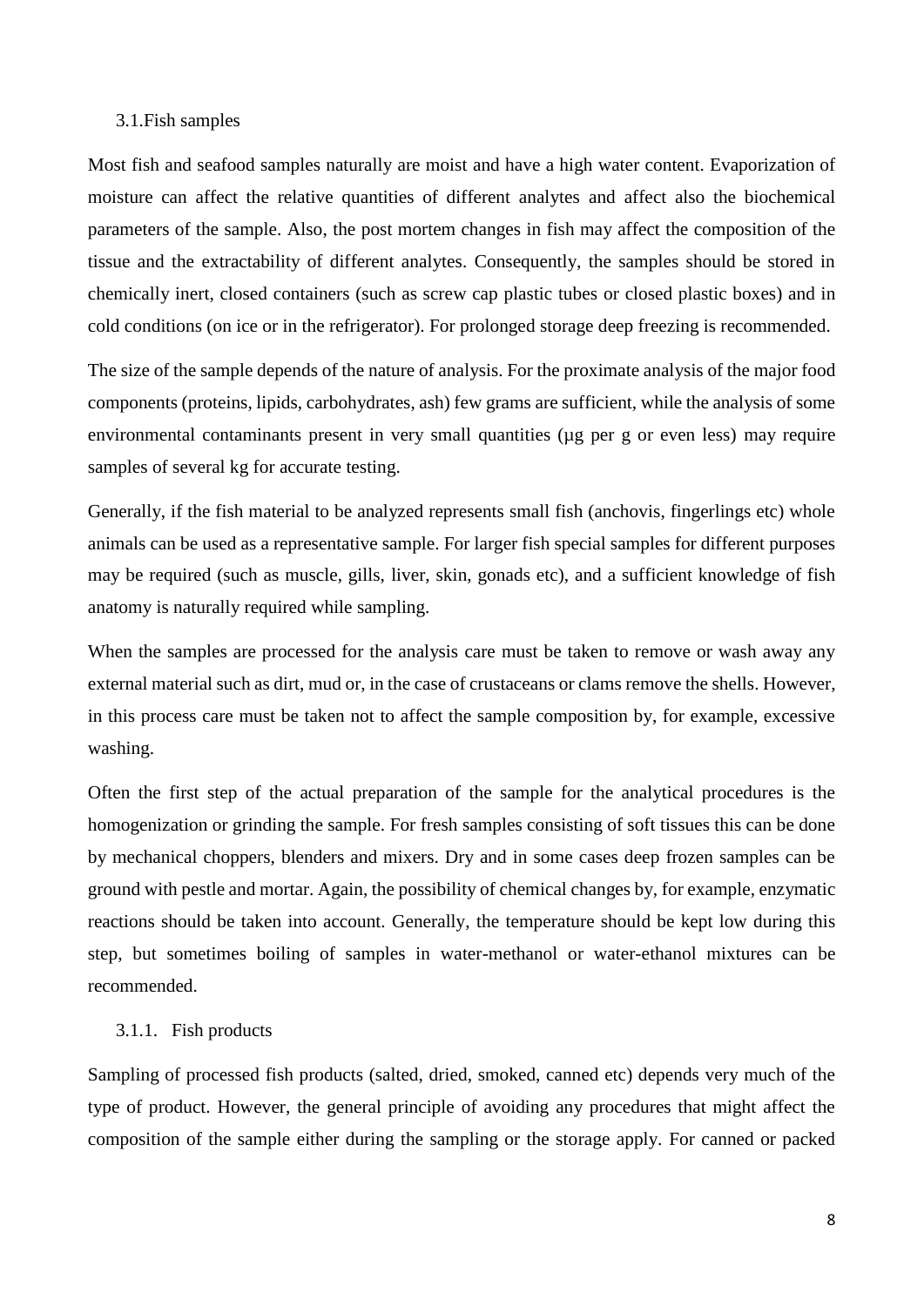## 3.1. Fish samples

Most fish and seafood samples naturally are moist and have a high water content. Evaporization of moisture can affect the relative quantities of different analytes and affect also the biochemical parameters of the sample. Also, the post mortem changes in fish may affect the composition of the tissue and the extractability of different analytes. Consequently, the samples should be stored in chemically inert, closed containers (such as screw cap plastic tubes or closed plastic boxes) and in cold conditions (on ice or in the refrigerator). For prolonged storage deep freezing is recommended.

The size of the sample depends of the nature of analysis. For the proximate analysis of the major food components (proteins, lipids, carbohydrates, ash) few grams are sufficient, while the analysis of some environmental contaminants present in very small quantities (µg per g or even less) may require samples of several kg for accurate testing.

Generally, if the fish material to be analyzed represents small fish (anchovis, fingerlings etc) whole animals can be used as a representative sample. For larger fish special samples for different purposes may be required (such as muscle, gills, liver, skin, gonads etc), and a sufficient knowledge of fish anatomy is naturally required while sampling.

When the samples are processed for the analysis care must be taken to remove or wash away any external material such as dirt, mud or, in the case of crustaceans or clams remove the shells. However, in this process care must be taken not to affect the sample composition by, for example, excessive washing.

Often the first step of the actual preparation of the sample for the analytical procedures is the homogenization or grinding the sample. For fresh samples consisting of soft tissues this can be done by mechanical choppers, blenders and mixers. Dry and in some cases deep frozen samples can be ground with pestle and mortar. Again, the possibility of chemical changes by, for example, enzymatic reactions should be taken into account. Generally, the temperature should be kept low during this step, but sometimes boiling of samples in water-methanol or water-ethanol mixtures can be recommended.

### 3.1.1. Fish products

Sampling of processed fish products (salted, dried, smoked, canned etc) depends very much of the type of product. However, the general principle of avoiding any procedures that might affect the composition of the sample either during the sampling or the storage apply. For canned or packed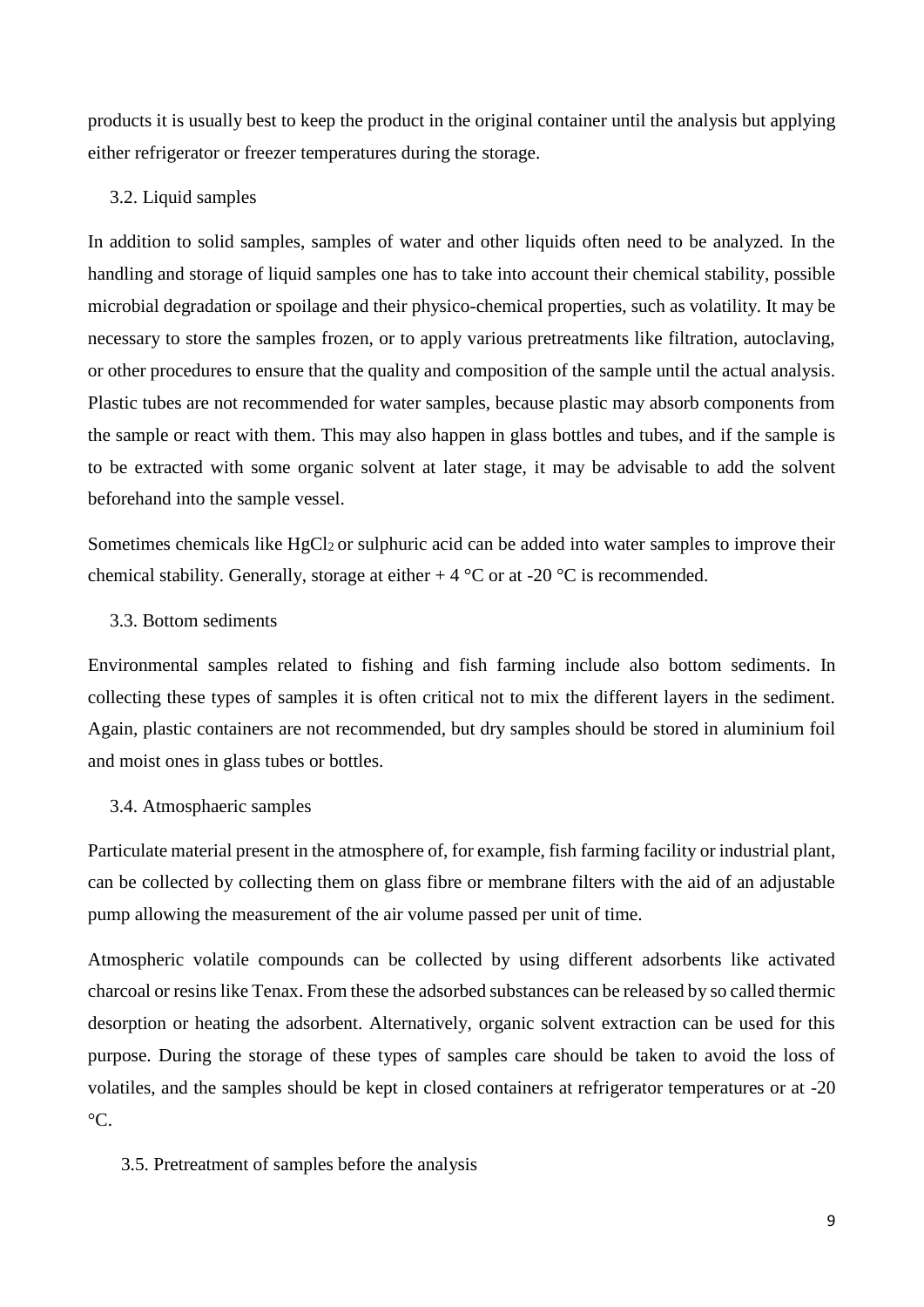products it is usually best to keep the product in the original container until the analysis but applying either refrigerator or freezer temperatures during the storage.

### 3.2. Liquid samples

In addition to solid samples, samples of water and other liquids often need to be analyzed. In the handling and storage of liquid samples one has to take into account their chemical stability, possible microbial degradation or spoilage and their physico-chemical properties, such as volatility. It may be necessary to store the samples frozen, or to apply various pretreatments like filtration, autoclaving, or other procedures to ensure that the quality and composition of the sample until the actual analysis. Plastic tubes are not recommended for water samples, because plastic may absorb components from the sample or react with them. This may also happen in glass bottles and tubes, and if the sample is to be extracted with some organic solvent at later stage, it may be advisable to add the solvent beforehand into the sample vessel.

Sometimes chemicals like $HgCl_2$ or sulphuric acid can be added into water samples to improve their chemical stability. Generally, storage at either + 4 °C or at -20 °C is recommended.

### 3.3. Bottom sediments

Environmental samples related to fishing and fish farming include also bottom sediments. In collecting these types of samples it is often critical not to mix the different layers in the sediment. Again, plastic containers are not recommended, but dry samples should be stored in aluminium foil and moist ones in glass tubes or bottles.

### 3.4. Atmosphaeric samples

Particulate material present in the atmosphere of, for example, fish farming facility or industrial plant, can be collected by collecting them on glass fibre or membrane filters with the aid of an adjustable pump allowing the measurement of the air volume passed per unit of time.

Atmospheric volatile compounds can be collected by using different adsorbents like activated charcoal or resins like Tenax. From these the adsorbed substances can be released by so called thermic desorption or heating the adsorbent. Alternatively, organic solvent extraction can be used for this purpose. During the storage of these types of samples care should be taken to avoid the loss of volatiles, and the samples should be kept in closed containers at refrigerator temperatures or at -20 °C.

### 3.5. Pretreatment of samples before the analysis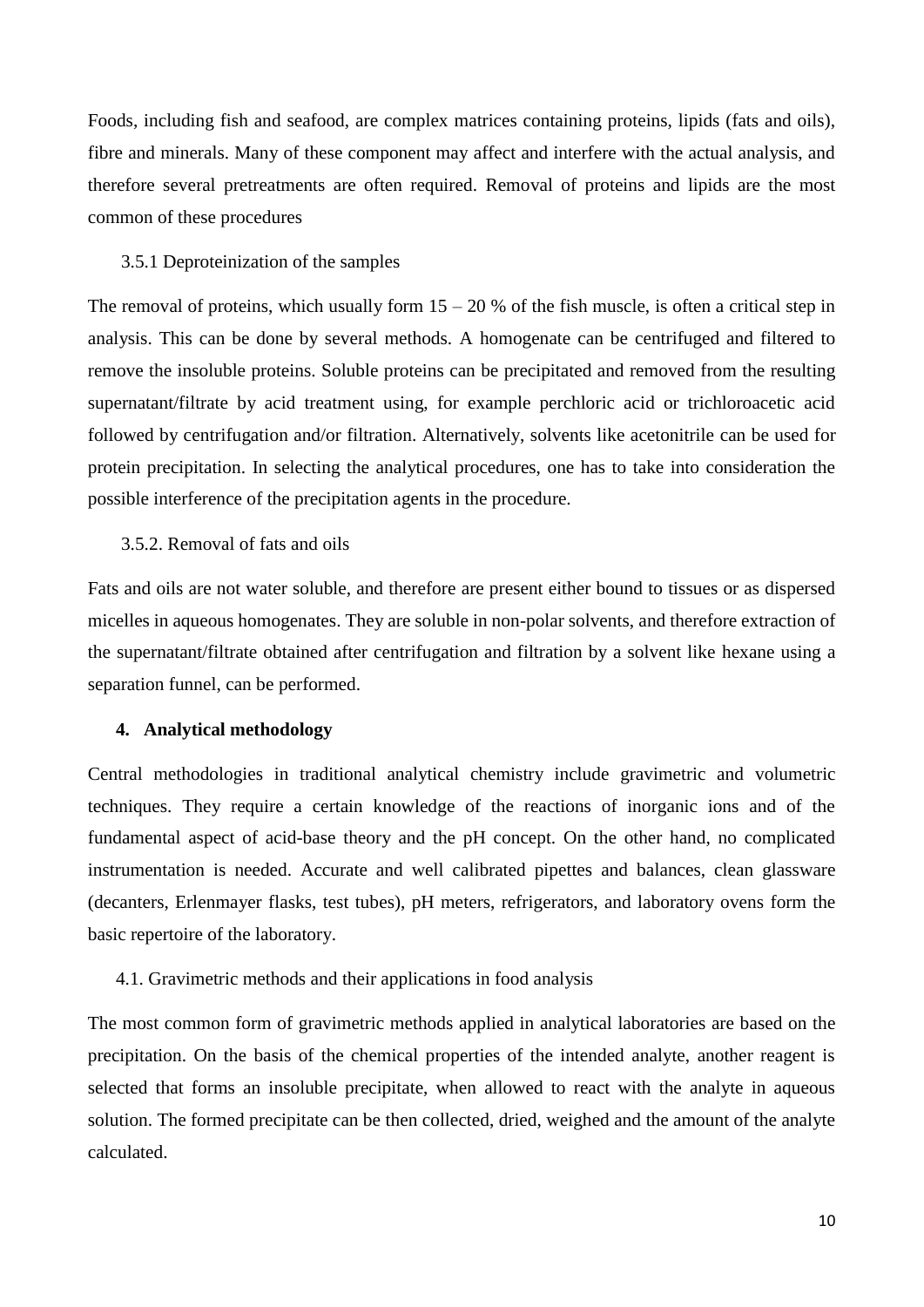Foods, including fish and seafood, are complex matrices containing proteins, lipids (fats and oils), fibre and minerals. Many of these component may affect and interfere with the actual analysis, and therefore several pretreatments are often required. Removal of proteins and lipids are the most common of these procedures

### 3.5.1 Deproteinization of the samples

The removal of proteins, which usually form 15 – 20 % of the fish muscle, is often a critical step in analysis. This can be done by several methods. A homogenate can be centrifuged and filtered to remove the insoluble proteins. Soluble proteins can be precipitated and removed from the resulting supernatant/filtrate by acid treatment using, for example perchloric acid or trichloroacetic acid followed by centrifugation and/or filtration. Alternatively, solvents like acetonitrile can be used for protein precipitation. In selecting the analytical procedures, one has to take into consideration the possible interference of the precipitation agents in the procedure.

### 3.5.2. Removal of fats and oils

Fats and oils are not water soluble, and therefore are present either bound to tissues or as dispersed micelles in aqueous homogenates. They are soluble in non-polar solvents, and therefore extraction of the supernatant/filtrate obtained after centrifugation and filtration by a solvent like hexane using a separation funnel, can be performed.

## 4. Analytical methodology

Central methodologies in traditional analytical chemistry include gravimetric and volumetric techniques. They require a certain knowledge of the reactions of inorganic ions and of the fundamental aspect of acid-base theory and the pH concept. On the other hand, no complicated instrumentation is needed. Accurate and well calibrated pipettes and balances, clean glassware (decanters, Erlenmayer flasks, test tubes), pH meters, refrigerators, and laboratory ovens form the basic repertoire of the laboratory.

### 4.1. Gravimetric methods and their applications in food analysis

The most common form of gravimetric methods applied in analytical laboratories are based on the precipitation. On the basis of the chemical properties of the intended analyte, another reagent is selected that forms an insoluble precipitate, when allowed to react with the analyte in aqueous solution. The formed precipitate can be then collected, dried, weighed and the amount of the analyte calculated.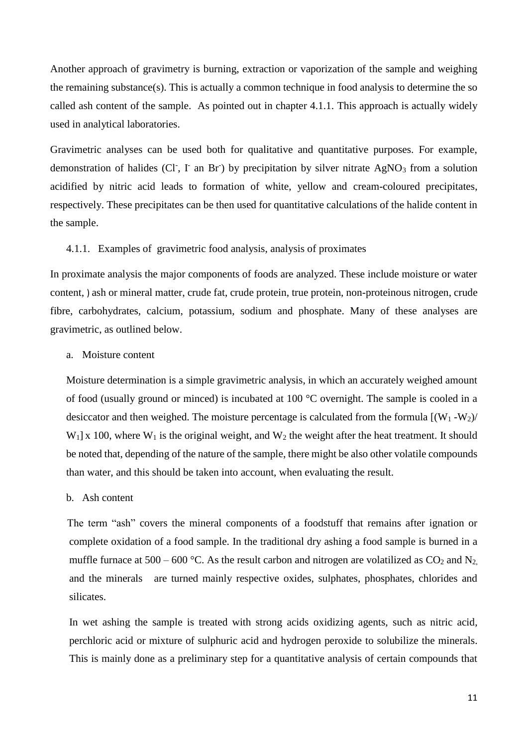Another approach of gravimetry is burning, extraction or vaporization of the sample and weighing the remaining substance(s). This is actually a common technique in food analysis to determine the so called ash content of the sample.  As pointed out in chapter 4.1.1. This approach is actually widely used in analytical laboratories.

Gravimetric analyses can be used both for qualitative and quantitative purposes. For example, demonstration of halides ($Cl^-$, $I^-$ an $Br^-$) by precipitation by silver nitrate $AgNO_3$ from a solution acidified by nitric acid leads to formation of white, yellow and cream-coloured precipitates, respectively. These precipitates can be then used for quantitative calculations of the halide content in the sample.

### 4.1.1. Examples of  gravimetric food analysis, analysis of proximates

In proximate analysis the major components of foods are analyzed. These include moisture or water content, ) ash or mineral matter, crude fat, crude protein, true protein, non-proteinous nitrogen, crude fibre, carbohydrates, calcium, potassium, sodium and phosphate. Many of these analyses are gravimetric, as outlined below.

a. Moisture content

Moisture determination is a simple gravimetric analysis, in which an accurately weighed amount of food (usually ground or minced) is incubated at 100 °C overnight. The sample is cooled in a desiccator and then weighed. The moisture percentage is calculated from the formula $[(W_1 - W_2)/ W_1] \times 100$, where $W_1$ is the original weight, and $W_2$ the weight after the heat treatment. It should be noted that, depending of the nature of the sample, there might be also other volatile compounds than water, and this should be taken into account, when evaluating the result.

b. Ash content

The term "ash" covers the mineral components of a foodstuff that remains after ignation or complete oxidation of a food sample. In the traditional dry ashing a food sample is burned in a muffle furnace at 500 – 600 °C. As the result carbon and nitrogen are volatilized as $CO_2$ and $N_2$, and the minerals   are turned mainly respective oxides, sulphates, phosphates, chlorides and silicates.

In wet ashing the sample is treated with strong acids oxidizing agents, such as nitric acid, perchloric acid or mixture of sulphuric acid and hydrogen peroxide to solubilize the minerals. This is mainly done as a preliminary step for a quantitative analysis of certain compounds that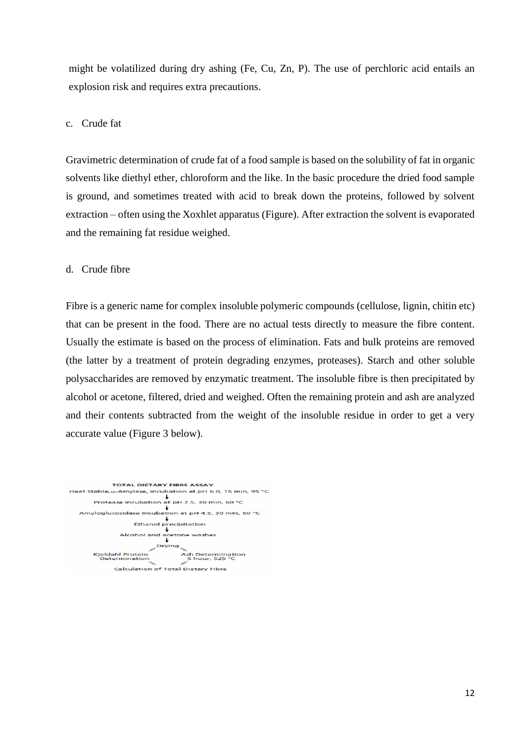might be volatilized during dry ashing (Fe, Cu, Zn, P). The use of perchloric acid entails an explosion risk and requires extra precautions.

c. Crude fat

Gravimetric determination of crude fat of a food sample is based on the solubility of fat in organic solvents like diethyl ether, chloroform and the like. In the basic procedure the dried food sample is ground, and sometimes treated with acid to break down the proteins, followed by solvent extraction – often using the Xoxhlet apparatus (Figure). After extraction the solvent is evaporated and the remaining fat residue weighed.

d. Crude fibre

Fibre is a generic name for complex insoluble polymeric compounds (cellulose, lignin, chitin etc) that can be present in the food. There are no actual tests directly to measure the fibre content. Usually the estimate is based on the process of elimination. Fats and bulk proteins are removed (the latter by a treatment of protein degrading enzymes, proteases). Starch and other soluble polysaccharides are removed by enzymatic treatment. The insoluble fibre is then precipitated by alcohol or acetone, filtered, dried and weighed. Often the remaining protein and ash are analyzed and their contents subtracted from the weight of the insoluble residue in order to get a very accurate value (Figure 3 below).

TOTAL DIETARY FIBRE ASSAY

Heat Stable, α-Amylase, Incubation at pH 6.0, 15 min, 95 °C

↓

Protease Incubation at pH 7.5, 30 min, 60 °C

↓

Amyloglucosidase Incubation at pH 4.5, 30 min, 60 °C

↓

Ethanol precipitation

↓

Alcohol and acetone washes

↓

Drying

Kjeldahl Protein Determination | Ash Determination 5 hour, 525 °C

Calculation of Total Dietary Fibre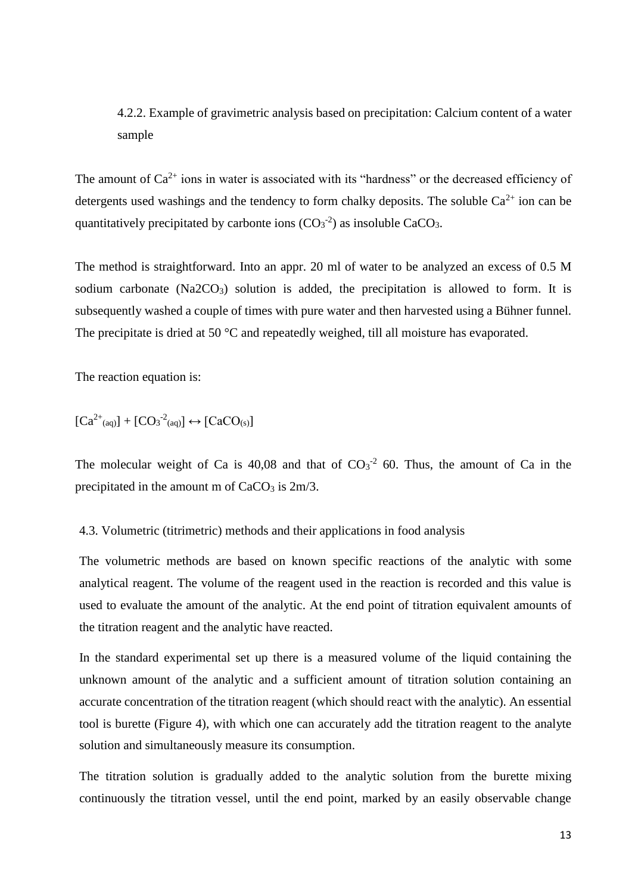### 4.2.2. Example of gravimetric analysis based on precipitation: Calcium content of a water sample

The amount of $Ca^{2+}$ ions in water is associated with its "hardness" or the decreased efficiency of detergents used washings and the tendency to form chalky deposits. The soluble $Ca^{2+}$ ion can be quantitatively precipitated by carbonte ions ($CO_3^{-2}$) as insoluble $CaCO_3$.

The method is straightforward. Into an appr. 20 ml of water to be analyzed an excess of 0.5 M sodium carbonate (Na2$CO_3$) solution is added, the precipitation is allowed to form. It is subsequently washed a couple of times with pure water and then harvested using a Bühner funnel. The precipitate is dried at 50 °C and repeatedly weighed, till all moisture has evaporated.

The reaction equation is:

$$[Ca^{2+}_{(aq)}] + [CO_3^{-2}{}_{(aq)}] \leftrightarrow [CaCO_{(s)}]$$

The molecular weight of Ca is 40,08 and that of $CO_3^{-2}$ 60. Thus, the amount of Ca in the precipitated in the amount m of $CaCO_3$ is 2m/3.

## 4.3. Volumetric (titrimetric) methods and their applications in food analysis

The volumetric methods are based on known specific reactions of the analytic with some analytical reagent. The volume of the reagent used in the reaction is recorded and this value is used to evaluate the amount of the analytic. At the end point of titration equivalent amounts of the titration reagent and the analytic have reacted.

In the standard experimental set up there is a measured volume of the liquid containing the unknown amount of the analytic and a sufficient amount of titration solution containing an accurate concentration of the titration reagent (which should react with the analytic). An essential tool is burette (Figure 4), with which one can accurately add the titration reagent to the analyte solution and simultaneously measure its consumption.

The titration solution is gradually added to the analytic solution from the burette mixing continuously the titration vessel, until the end point, marked by an easily observable change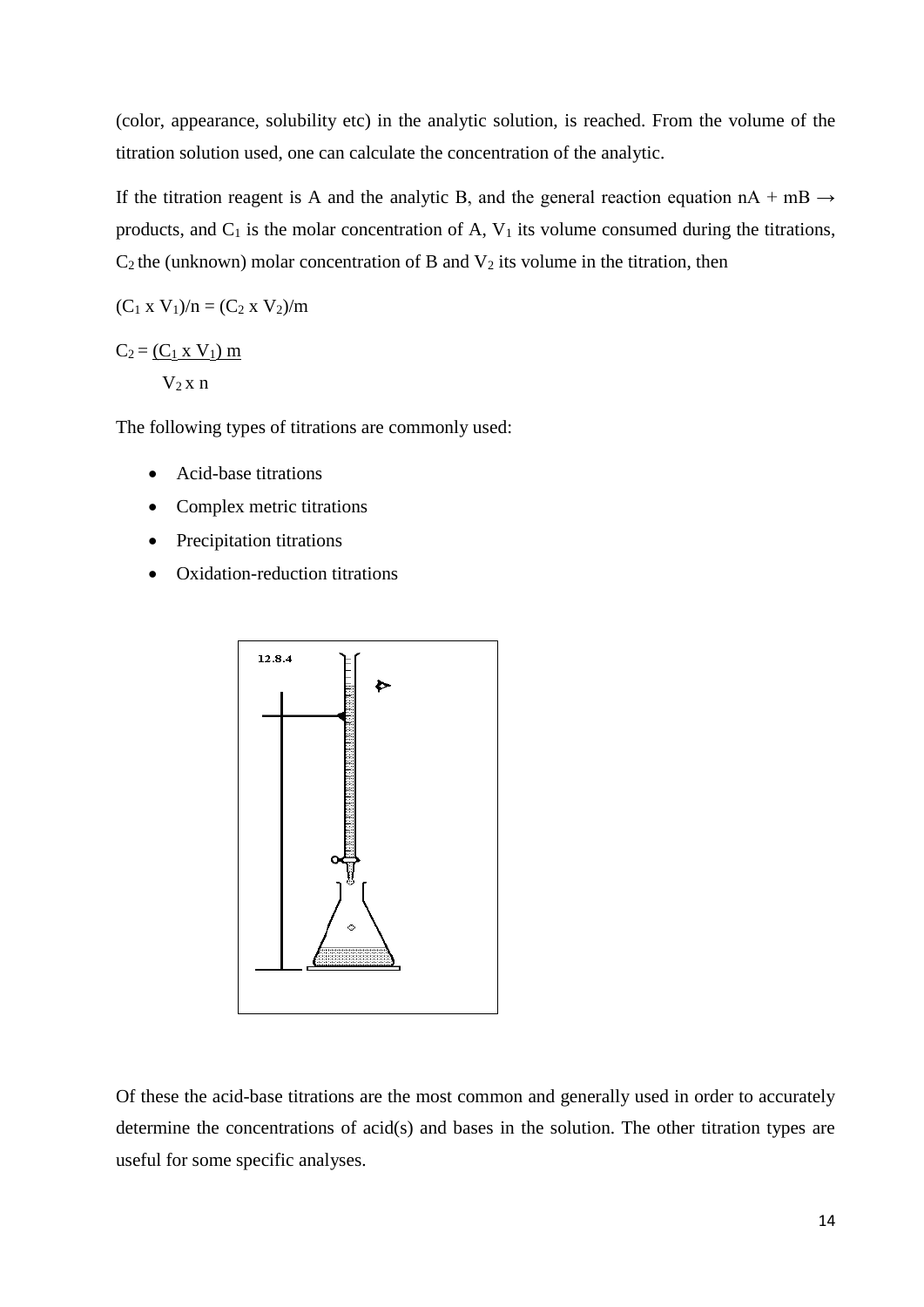(color, appearance, solubility etc) in the analytic solution, is reached. From the volume of the titration solution used, one can calculate the concentration of the analytic.

If the titration reagent is A and the analytic B, and the general reaction equation nA + mB → products, and $C_1$ is the molar concentration of A, $V_1$ its volume consumed during the titrations, $C_2$ the (unknown) molar concentration of B and $V_2$ its volume in the titration, then

$$(C_1 \times V_1)/n = (C_2 \times V_2)/m$$

$$C_2 = \frac{(C_1 \times V_1)\, m}{V_2 \times n}$$

The following types of titrations are commonly used:

- Acid-base titrations
- Complex metric titrations
- Precipitation titrations
- Oxidation-reduction titrations

Of these the acid-base titrations are the most common and generally used in order to accurately determine the concentrations of acid(s) and bases in the solution. The other titration types are useful for some specific analyses.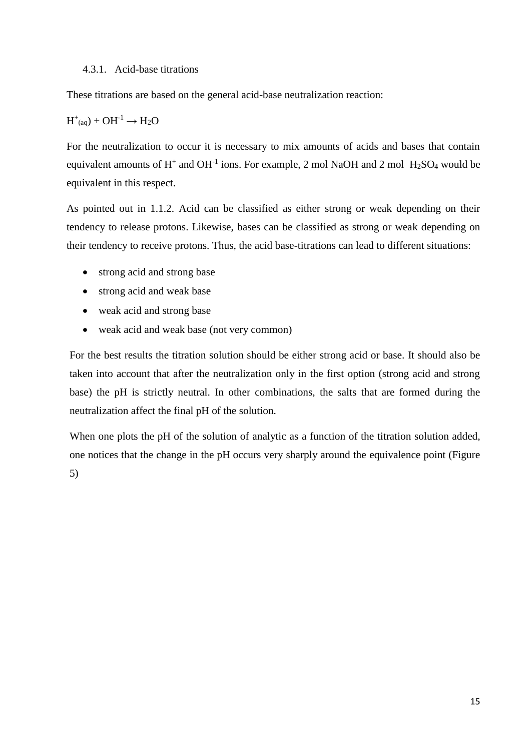### 4.3.1. Acid-base titrations

These titrations are based on the general acid-base neutralization reaction:

$H^{+}_{(aq)} + OH^{-1} \rightarrow H_2O$

For the neutralization to occur it is necessary to mix amounts of acids and bases that contain equivalent amounts of $H^+$ and $OH^{-1}$ ions. For example, 2 mol NaOH and 2 mol $H_2SO_4$ would be equivalent in this respect.

As pointed out in 1.1.2. Acid can be classified as either strong or weak depending on their tendency to release protons. Likewise, bases can be classified as strong or weak depending on their tendency to receive protons. Thus, the acid base-titrations can lead to different situations:

- strong acid and strong base
- strong acid and weak base
- weak acid and strong base
- weak acid and weak base (not very common)

For the best results the titration solution should be either strong acid or base. It should also be taken into account that after the neutralization only in the first option (strong acid and strong base) the pH is strictly neutral. In other combinations, the salts that are formed during the neutralization affect the final pH of the solution.

When one plots the pH of the solution of analytic as a function of the titration solution added, one notices that the change in the pH occurs very sharply around the equivalence point (Figure 5)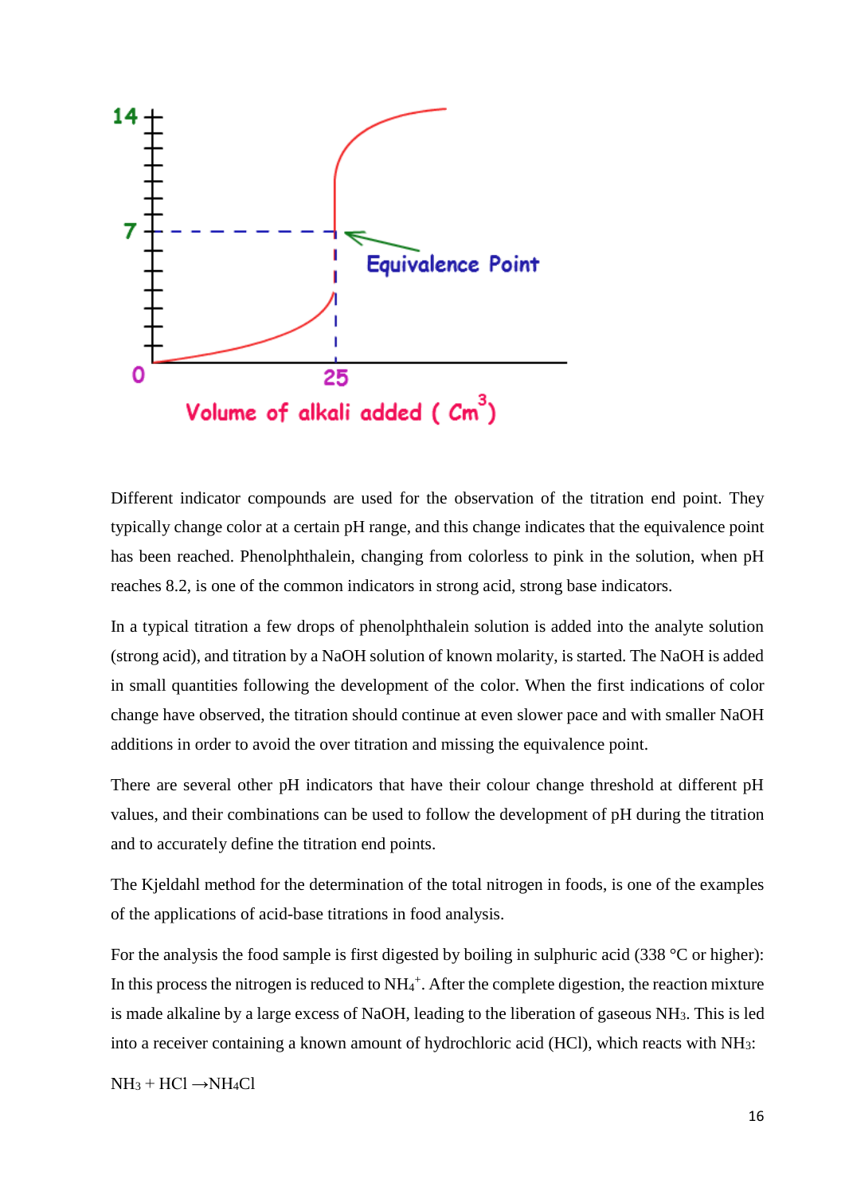Different indicator compounds are used for the observation of the titration end point. They typically change color at a certain pH range, and this change indicates that the equivalence point has been reached. Phenolphthalein, changing from colorless to pink in the solution, when pH reaches 8.2, is one of the common indicators in strong acid, strong base indicators.

In a typical titration a few drops of phenolphthalein solution is added into the analyte solution (strong acid), and titration by a NaOH solution of known molarity, is started. The NaOH is added in small quantities following the development of the color. When the first indications of color change have observed, the titration should continue at even slower pace and with smaller NaOH additions in order to avoid the over titration and missing the equivalence point.

There are several other pH indicators that have their colour change threshold at different pH values, and their combinations can be used to follow the development of pH during the titration and to accurately define the titration end points.

The Kjeldahl method for the determination of the total nitrogen in foods, is one of the examples of the applications of acid-base titrations in food analysis.

For the analysis the food sample is first digested by boiling in sulphuric acid (338 °C or higher): In this process the nitrogen is reduced to $NH_4^+$. After the complete digestion, the reaction mixture is made alkaline by a large excess of NaOH, leading to the liberation of gaseous $NH_3$. This is led into a receiver containing a known amount of hydrochloric acid (HCl), which reacts with $NH_3$:

$NH_3 + HCl \rightarrow NH_4Cl$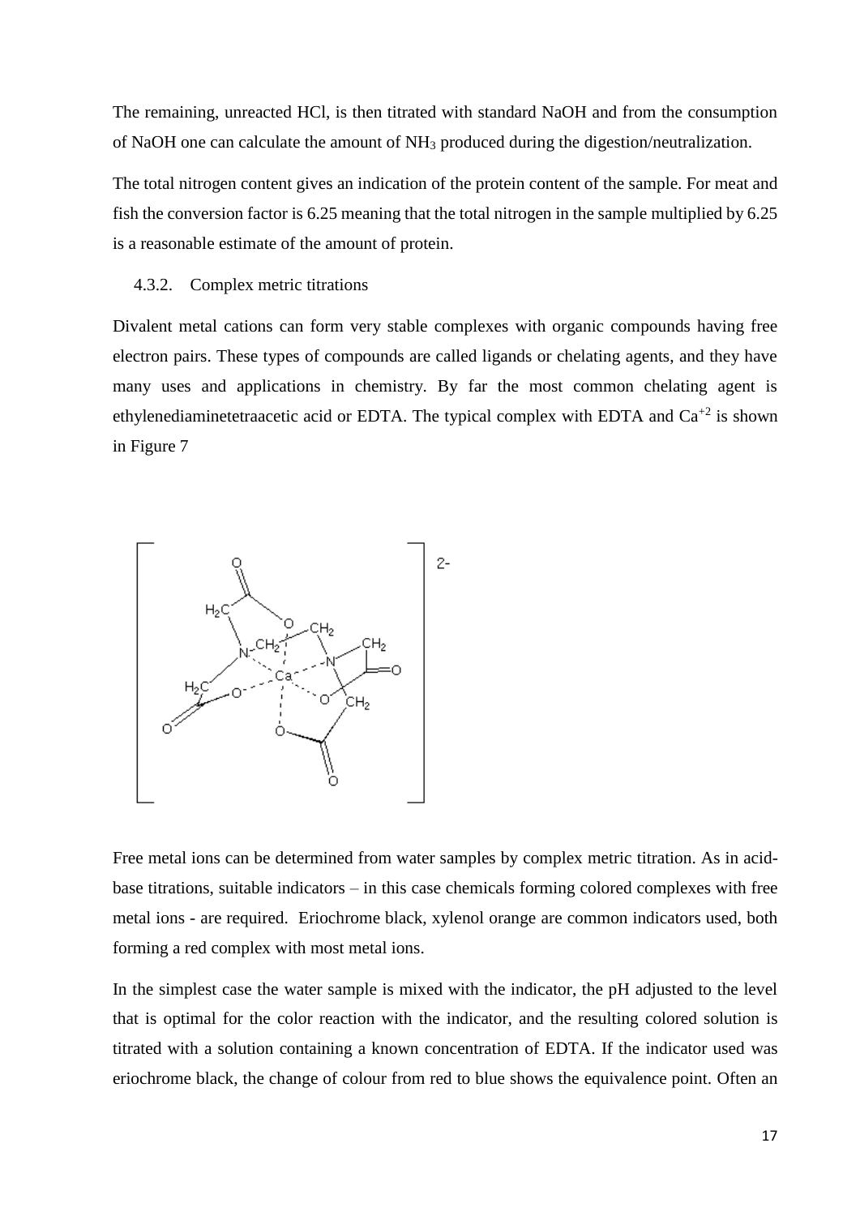The remaining, unreacted HCl, is then titrated with standard NaOH and from the consumption of NaOH one can calculate the amount of $NH_3$ produced during the digestion/neutralization.

The total nitrogen content gives an indication of the protein content of the sample. For meat and fish the conversion factor is 6.25 meaning that the total nitrogen in the sample multiplied by 6.25 is a reasonable estimate of the amount of protein.

### 4.3.2. Complex metric titrations

Divalent metal cations can form very stable complexes with organic compounds having free electron pairs. These types of compounds are called ligands or chelating agents, and they have many uses and applications in chemistry. By far the most common chelating agent is ethylenediaminetetraacetic acid or EDTA. The typical complex with EDTA and $Ca^{+2}$ is shown in Figure 7

Free metal ions can be determined from water samples by complex metric titration. As in acid-base titrations, suitable indicators – in this case chemicals forming colored complexes with free metal ions - are required. Eriochrome black, xylenol orange are common indicators used, both forming a red complex with most metal ions.

In the simplest case the water sample is mixed with the indicator, the pH adjusted to the level that is optimal for the color reaction with the indicator, and the resulting colored solution is titrated with a solution containing a known concentration of EDTA. If the indicator used was eriochrome black, the change of colour from red to blue shows the equivalence point. Often an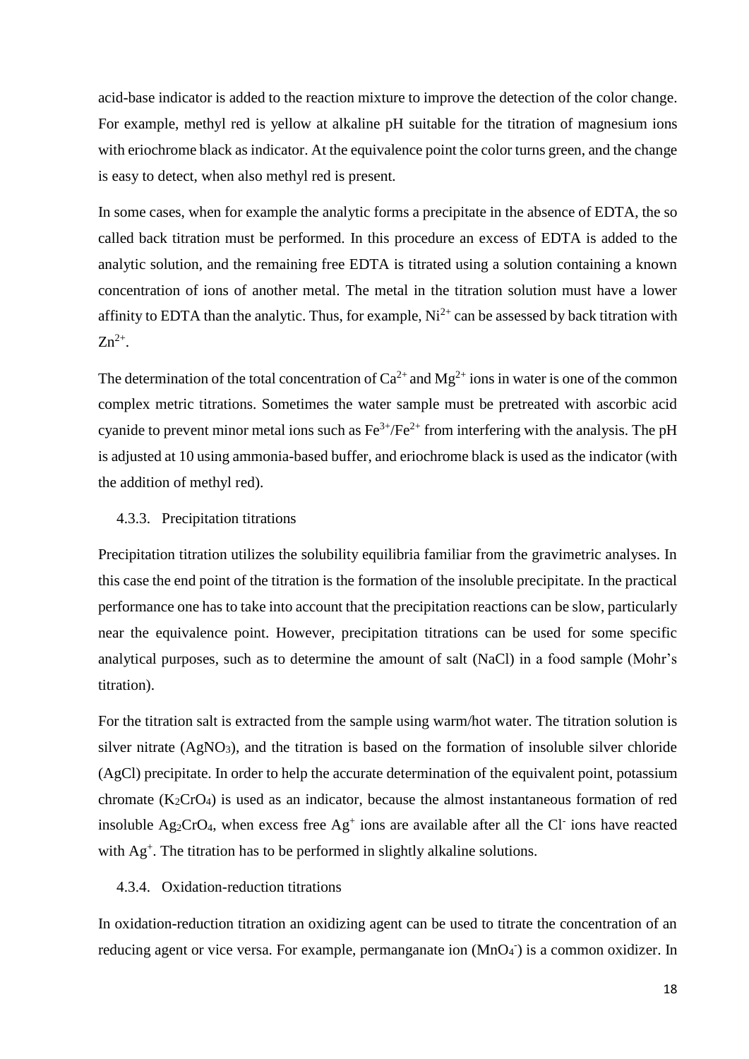acid-base indicator is added to the reaction mixture to improve the detection of the color change. For example, methyl red is yellow at alkaline pH suitable for the titration of magnesium ions with eriochrome black as indicator. At the equivalence point the color turns green, and the change is easy to detect, when also methyl red is present.

In some cases, when for example the analytic forms a precipitate in the absence of EDTA, the so called back titration must be performed. In this procedure an excess of EDTA is added to the analytic solution, and the remaining free EDTA is titrated using a solution containing a known concentration of ions of another metal. The metal in the titration solution must have a lower affinity to EDTA than the analytic. Thus, for example, $Ni^{2+}$ can be assessed by back titration with $Zn^{2+}$.

The determination of the total concentration of $Ca^{2+}$ and $Mg^{2+}$ ions in water is one of the common complex metric titrations. Sometimes the water sample must be pretreated with ascorbic acid cyanide to prevent minor metal ions such as $Fe^{3+}/Fe^{2+}$ from interfering with the analysis. The pH is adjusted at 10 using ammonia-based buffer, and eriochrome black is used as the indicator (with the addition of methyl red).

### 4.3.3. Precipitation titrations

Precipitation titration utilizes the solubility equilibria familiar from the gravimetric analyses. In this case the end point of the titration is the formation of the insoluble precipitate. In the practical performance one has to take into account that the precipitation reactions can be slow, particularly near the equivalence point. However, precipitation titrations can be used for some specific analytical purposes, such as to determine the amount of salt (NaCl) in a food sample (Mohr's titration).

For the titration salt is extracted from the sample using warm/hot water. The titration solution is silver nitrate ($AgNO_3$), and the titration is based on the formation of insoluble silver chloride (AgCl) precipitate. In order to help the accurate determination of the equivalent point, potassium chromate ($K_2CrO_4$) is used as an indicator, because the almost instantaneous formation of red insoluble $Ag_2CrO_4$, when excess free $Ag^+$ ions are available after all the $Cl^-$ ions have reacted with $Ag^+$. The titration has to be performed in slightly alkaline solutions.

### 4.3.4. Oxidation-reduction titrations

In oxidation-reduction titration an oxidizing agent can be used to titrate the concentration of an reducing agent or vice versa. For example, permanganate ion ($MnO_4^-$) is a common oxidizer. In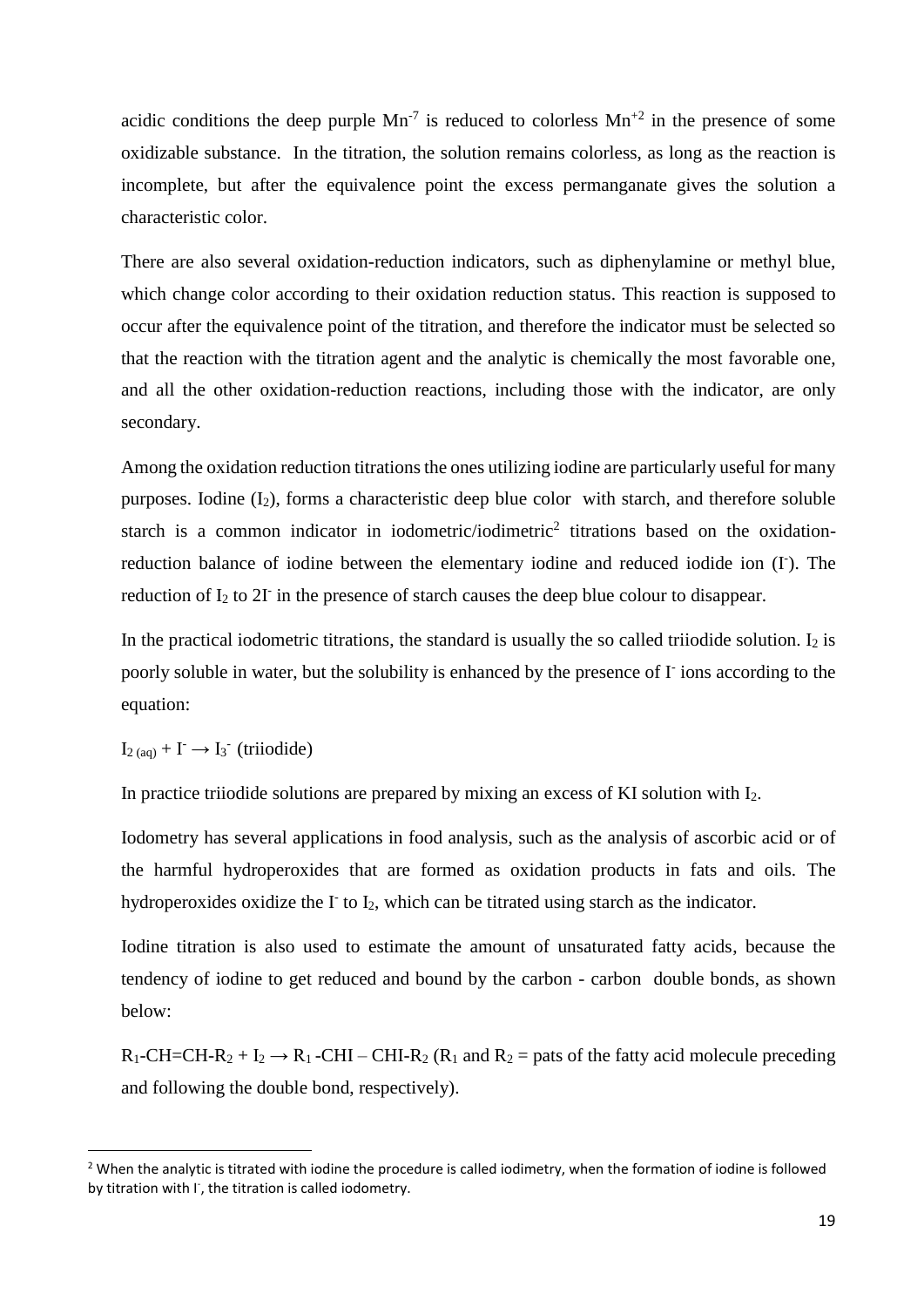acidic conditions the deep purple $Mn^{-7}$ is reduced to colorless $Mn^{+2}$ in the presence of some oxidizable substance. In the titration, the solution remains colorless, as long as the reaction is incomplete, but after the equivalence point the excess permanganate gives the solution a characteristic color.

There are also several oxidation-reduction indicators, such as diphenylamine or methyl blue, which change color according to their oxidation reduction status. This reaction is supposed to occur after the equivalence point of the titration, and therefore the indicator must be selected so that the reaction with the titration agent and the analytic is chemically the most favorable one, and all the other oxidation-reduction reactions, including those with the indicator, are only secondary.

Among the oxidation reduction titrations the ones utilizing iodine are particularly useful for many purposes. Iodine ($I_2$), forms a characteristic deep blue color with starch, and therefore soluble starch is a common indicator in iodometric/iodimetric[2] titrations based on the oxidation-reduction balance of iodine between the elementary iodine and reduced iodide ion ($I^-$). The reduction of $I_2$ to $2I^-$ in the presence of starch causes the deep blue colour to disappear.

In the practical iodometric titrations, the standard is usually the so called triiodide solution. $I_2$ is poorly soluble in water, but the solubility is enhanced by the presence of $I^-$ ions according to the equation:

$I_{2\,(aq)} + I^- \rightarrow I_3^-$ (triiodide)

In practice triiodide solutions are prepared by mixing an excess of KI solution with $I_2$.

Iodometry has several applications in food analysis, such as the analysis of ascorbic acid or of the harmful hydroperoxides that are formed as oxidation products in fats and oils. The hydroperoxides oxidize the $I^-$ to $I_2$, which can be titrated using starch as the indicator.

Iodine titration is also used to estimate the amount of unsaturated fatty acids, because the tendency of iodine to get reduced and bound by the carbon - carbon double bonds, as shown below:

$R_1\text{-CH=CH-}R_2 + I_2 \rightarrow R_1\text{-CHI – CHI-}R_2$ ($R_1$ and $R_2$ = pats of the fatty acid molecule preceding and following the double bond, respectively).

[2] When the analytic is titrated with iodine the procedure is called iodimetry, when the formation of iodine is followed by titration with $I^-$, the titration is called iodometry.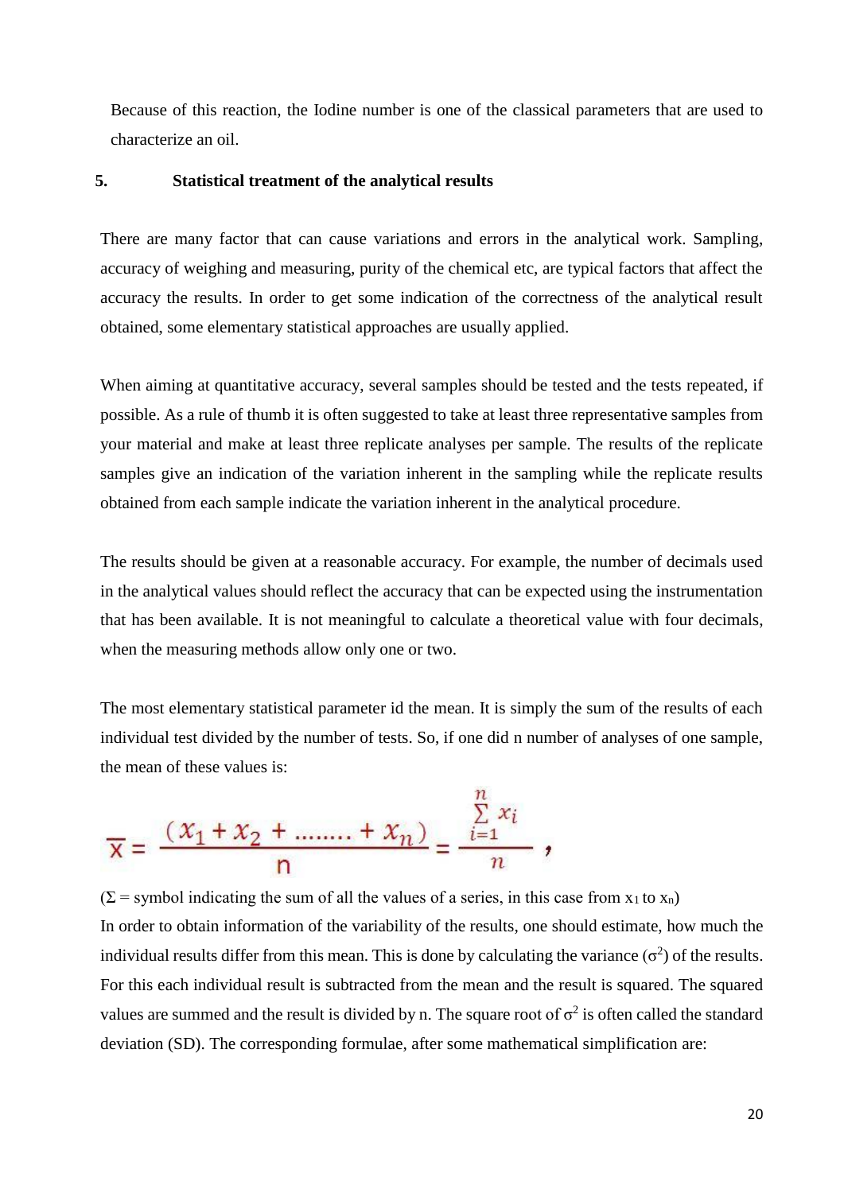Because of this reaction, the Iodine number is one of the classical parameters that are used to characterize an oil.

## 5. Statistical treatment of the analytical results

There are many factor that can cause variations and errors in the analytical work. Sampling, accuracy of weighing and measuring, purity of the chemical etc, are typical factors that affect the accuracy the results. In order to get some indication of the correctness of the analytical result obtained, some elementary statistical approaches are usually applied.

When aiming at quantitative accuracy, several samples should be tested and the tests repeated, if possible. As a rule of thumb it is often suggested to take at least three representative samples from your material and make at least three replicate analyses per sample. The results of the replicate samples give an indication of the variation inherent in the sampling while the replicate results obtained from each sample indicate the variation inherent in the analytical procedure.

The results should be given at a reasonable accuracy. For example, the number of decimals used in the analytical values should reflect the accuracy that can be expected using the instrumentation that has been available. It is not meaningful to calculate a theoretical value with four decimals, when the measuring methods allow only one or two.

The most elementary statistical parameter id the mean. It is simply the sum of the results of each individual test divided by the number of tests. So, if one did n number of analyses of one sample, the mean of these values is:

$$\overline{x} = \frac{(x_1 + x_2 + \ldots\ldots + x_n)}{n} = \frac{\sum_{i=1}^{n} x_i}{n},$$

($\Sigma$ = symbol indicating the sum of all the values of a series, in this case from $x_1$ to $x_n$)

In order to obtain information of the variability of the results, one should estimate, how much the individual results differ from this mean. This is done by calculating the variance ($\sigma^2$) of the results. For this each individual result is subtracted from the mean and the result is squared. The squared values are summed and the result is divided by n. The square root of $\sigma^2$ is often called the standard deviation (SD). The corresponding formulae, after some mathematical simplification are: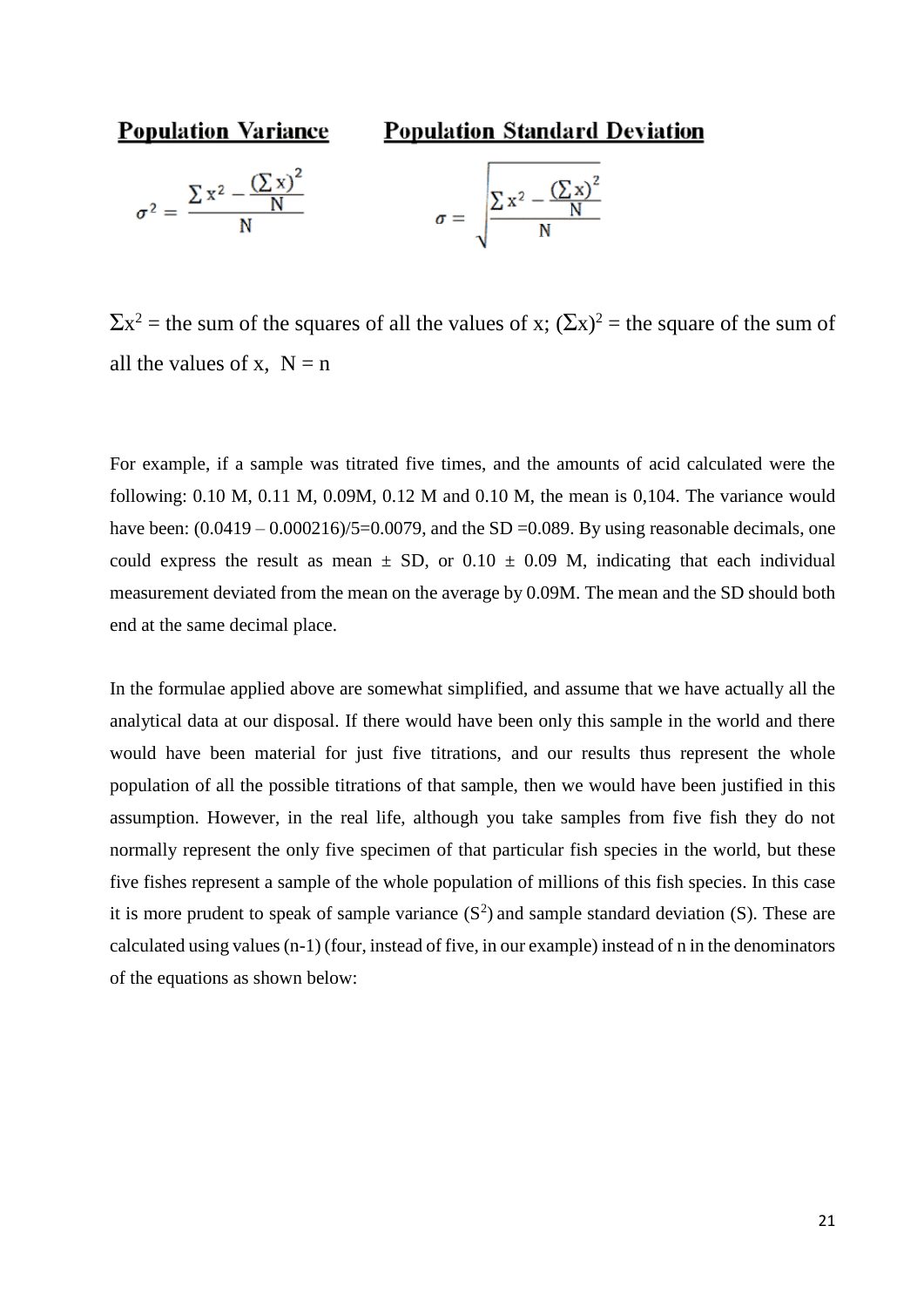**Population Variance** **Population Standard Deviation**

$$\sigma^2 = \frac{\sum x^2 - \frac{(\sum x)^2}{N}}{N} \qquad \sigma = \sqrt{\frac{\sum x^2 - \frac{(\sum x)^2}{N}}{N}}$$

$\Sigma x^2$ = the sum of the squares of all the values of x; $(\Sigma x)^2$ = the square of the sum of all the values of x, N = n

For example, if a sample was titrated five times, and the amounts of acid calculated were the following: 0.10 M, 0.11 M, 0.09M, 0.12 M and 0.10 M, the mean is 0,104. The variance would have been: (0.0419 – 0.000216)/5=0.0079, and the SD =0.089. By using reasonable decimals, one could express the result as mean ± SD, or 0.10 ± 0.09 M, indicating that each individual measurement deviated from the mean on the average by 0.09M. The mean and the SD should both end at the same decimal place.

In the formulae applied above are somewhat simplified, and assume that we have actually all the analytical data at our disposal. If there would have been only this sample in the world and there would have been material for just five titrations, and our results thus represent the whole population of all the possible titrations of that sample, then we would have been justified in this assumption. However, in the real life, although you take samples from five fish they do not normally represent the only five specimen of that particular fish species in the world, but these five fishes represent a sample of the whole population of millions of this fish species. In this case it is more prudent to speak of sample variance ($S^2$) and sample standard deviation (S). These are calculated using values (n-1) (four, instead of five, in our example) instead of n in the denominators of the equations as shown below: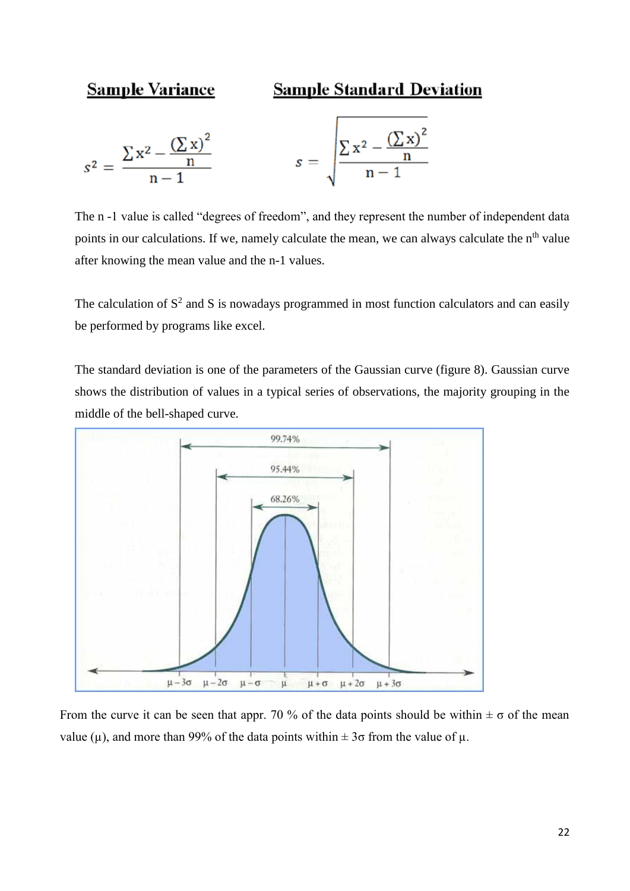**Sample Variance** **Sample Standard Deviation**

$$s^2 = \frac{\sum x^2 - \frac{(\sum x)^2}{n}}{n-1} \qquad s = \sqrt{\frac{\sum x^2 - \frac{(\sum x)^2}{n}}{n-1}}$$

The n -1 value is called “degrees of freedom”, and they represent the number of independent data points in our calculations. If we, namely calculate the mean, we can always calculate the $n^{th}$ value after knowing the mean value and the n-1 values.

The calculation of $S^2$ and S is nowadays programmed in most function calculators and can easily be performed by programs like excel.

The standard deviation is one of the parameters of the Gaussian curve (figure 8). Gaussian curve shows the distribution of values in a typical series of observations, the majority grouping in the middle of the bell-shaped curve.

From the curve it can be seen that appr. 70 % of the data points should be within $\pm \sigma$ of the mean value ($\mu$), and more than 99% of the data points within $\pm 3\sigma$ from the value of $\mu$.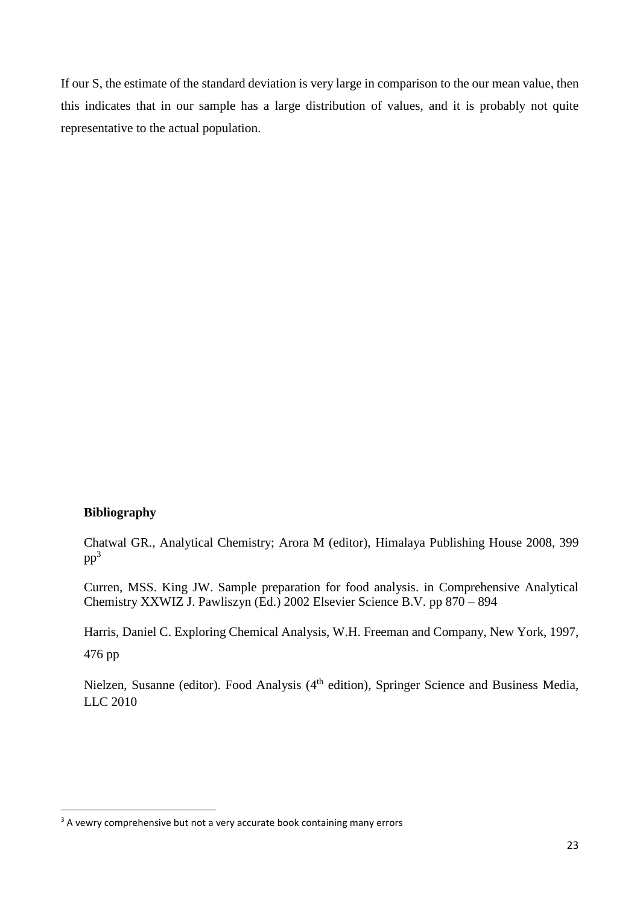If our S, the estimate of the standard deviation is very large in comparison to the our mean value, then this indicates that in our sample has a large distribution of values, and it is probably not quite representative to the actual population.

**Bibliography**

Chatwal GR., Analytical Chemistry; Arora M (editor), Himalaya Publishing House 2008, 399 pp[3]

Curren, MSS. King JW. Sample preparation for food analysis. in Comprehensive Analytical Chemistry XXWIZ J. Pawliszyn (Ed.) 2002 Elsevier Science B.V. pp 870 – 894

Harris, Daniel C. Exploring Chemical Analysis, W.H. Freeman and Company, New York, 1997, 476 pp

Nielzen, Susanne (editor). Food Analysis (4th edition), Springer Science and Business Media, LLC 2010

[3] A vewry comprehensive but not a very accurate book containing many errors